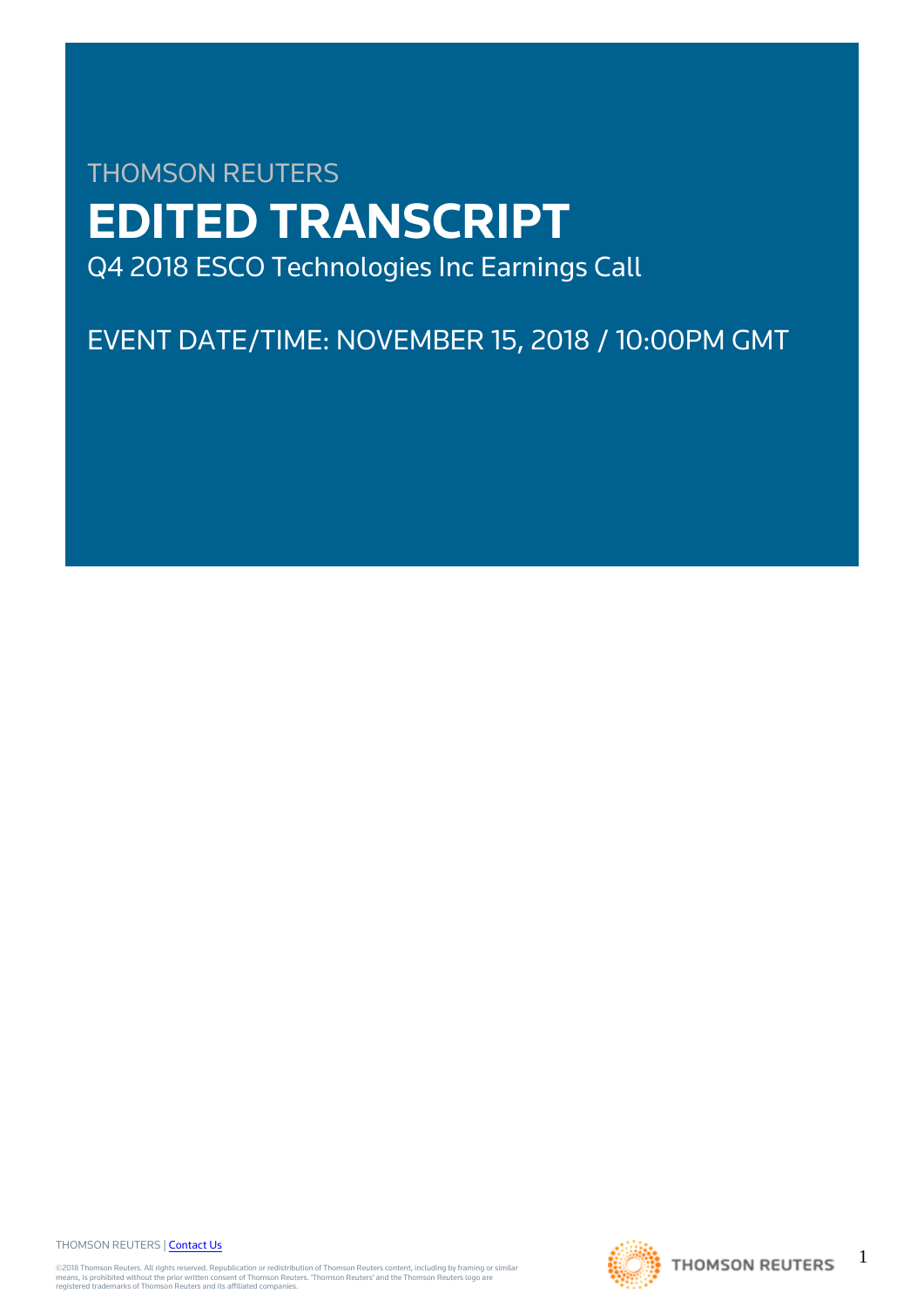THOMSON REUTERS

# EDITED TRANSCRIPT

Q4 2018 ESCO Technologies Inc Earnings Call

EVENT DATE/TIME: NOVEMBER 15, 2018 / 10:00PM GMT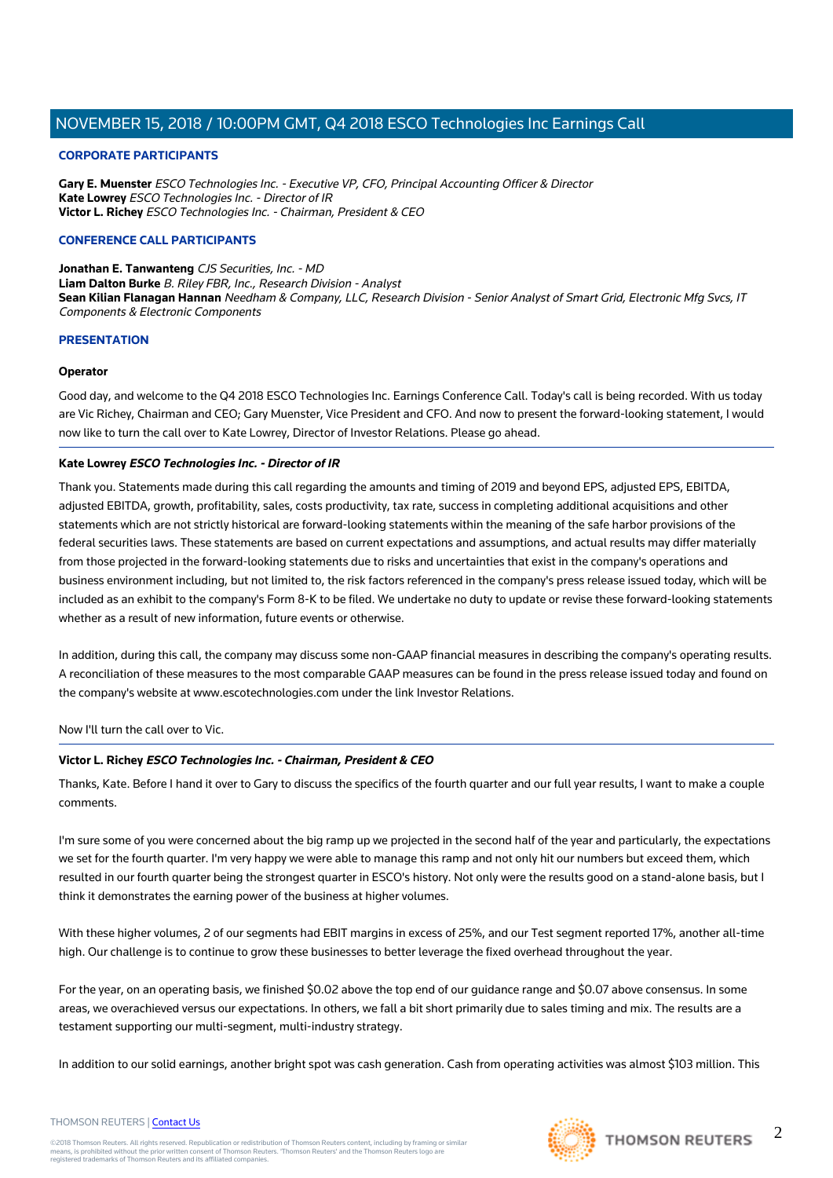## CORPORATE PARTICIPANTS

**Gary E. Muenster** *ESCO Technologies Inc. - Executive VP, CFO, Principal Accounting Officer & Director*
**Kate Lowrey** *ESCO Technologies Inc. - Director of IR*
**Victor L. Richey** *ESCO Technologies Inc. - Chairman, President & CEO*

## CONFERENCE CALL PARTICIPANTS

**Jonathan E. Tanwanteng** *CJS Securities, Inc. - MD*
**Liam Dalton Burke** *B. Riley FBR, Inc., Research Division - Analyst*
**Sean Kilian Flanagan Hannan** *Needham & Company, LLC, Research Division - Senior Analyst of Smart Grid, Electronic Mfg Svcs, IT Components & Electronic Components*

## PRESENTATION

**Operator**

Good day, and welcome to the Q4 2018 ESCO Technologies Inc. Earnings Conference Call. Today's call is being recorded. With us today are Vic Richey, Chairman and CEO; Gary Muenster, Vice President and CFO. And now to present the forward-looking statement, I would now like to turn the call over to Kate Lowrey, Director of Investor Relations. Please go ahead.

---

**Kate Lowrey** ***ESCO Technologies Inc. - Director of IR***

Thank you. Statements made during this call regarding the amounts and timing of 2019 and beyond EPS, adjusted EPS, EBITDA, adjusted EBITDA, growth, profitability, sales, costs productivity, tax rate, success in completing additional acquisitions and other statements which are not strictly historical are forward-looking statements within the meaning of the safe harbor provisions of the federal securities laws. These statements are based on current expectations and assumptions, and actual results may differ materially from those projected in the forward-looking statements due to risks and uncertainties that exist in the company's operations and business environment including, but not limited to, the risk factors referenced in the company's press release issued today, which will be included as an exhibit to the company's Form 8-K to be filed. We undertake no duty to update or revise these forward-looking statements whether as a result of new information, future events or otherwise.

In addition, during this call, the company may discuss some non-GAAP financial measures in describing the company's operating results. A reconciliation of these measures to the most comparable GAAP measures can be found in the press release issued today and found on the company's website at www.escotechnologies.com under the link Investor Relations.

Now I'll turn the call over to Vic.

---

**Victor L. Richey** ***ESCO Technologies Inc. - Chairman, President & CEO***

Thanks, Kate. Before I hand it over to Gary to discuss the specifics of the fourth quarter and our full year results, I want to make a couple comments.

I'm sure some of you were concerned about the big ramp up we projected in the second half of the year and particularly, the expectations we set for the fourth quarter. I'm very happy we were able to manage this ramp and not only hit our numbers but exceed them, which resulted in our fourth quarter being the strongest quarter in ESCO's history. Not only were the results good on a stand-alone basis, but I think it demonstrates the earning power of the business at higher volumes.

With these higher volumes, 2 of our segments had EBIT margins in excess of 25%, and our Test segment reported 17%, another all-time high. Our challenge is to continue to grow these businesses to better leverage the fixed overhead throughout the year.

For the year, on an operating basis, we finished $0.02 above the top end of our guidance range and $0.07 above consensus. In some areas, we overachieved versus our expectations. In others, we fall a bit short primarily due to sales timing and mix. The results are a testament supporting our multi-segment, multi-industry strategy.

In addition to our solid earnings, another bright spot was cash generation. Cash from operating activities was almost $103 million. This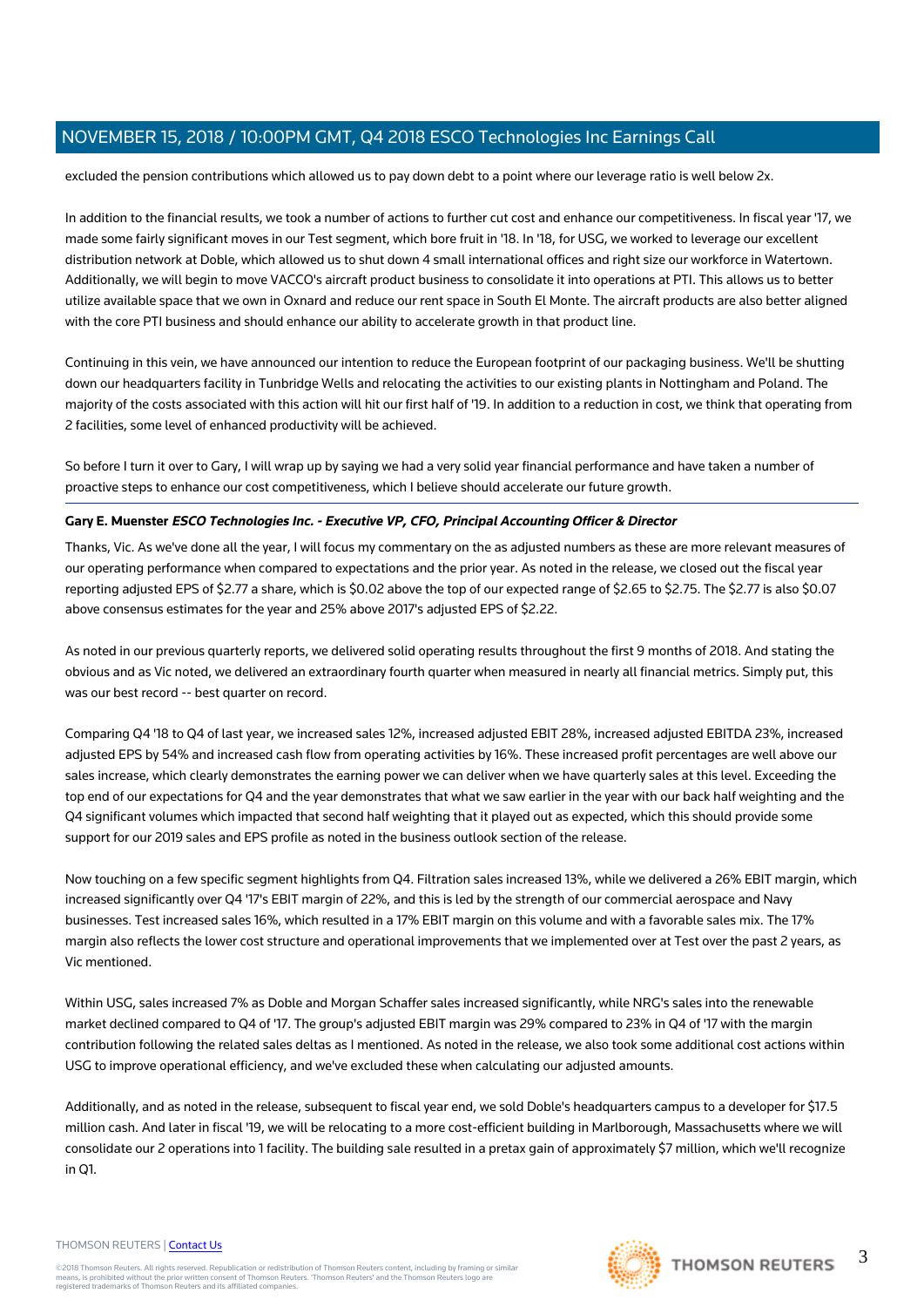excluded the pension contributions which allowed us to pay down debt to a point where our leverage ratio is well below 2x.

In addition to the financial results, we took a number of actions to further cut cost and enhance our competitiveness. In fiscal year '17, we made some fairly significant moves in our Test segment, which bore fruit in '18. In '18, for USG, we worked to leverage our excellent distribution network at Doble, which allowed us to shut down 4 small international offices and right size our workforce in Watertown. Additionally, we will begin to move VACCO's aircraft product business to consolidate it into operations at PTI. This allows us to better utilize available space that we own in Oxnard and reduce our rent space in South El Monte. The aircraft products are also better aligned with the core PTI business and should enhance our ability to accelerate growth in that product line.

Continuing in this vein, we have announced our intention to reduce the European footprint of our packaging business. We'll be shutting down our headquarters facility in Tunbridge Wells and relocating the activities to our existing plants in Nottingham and Poland. The majority of the costs associated with this action will hit our first half of '19. In addition to a reduction in cost, we think that operating from 2 facilities, some level of enhanced productivity will be achieved.

So before I turn it over to Gary, I will wrap up by saying we had a very solid year financial performance and have taken a number of proactive steps to enhance our cost competitiveness, which I believe should accelerate our future growth.

---

**Gary E. Muenster** ***ESCO Technologies Inc. - Executive VP, CFO, Principal Accounting Officer & Director***

Thanks, Vic. As we've done all the year, I will focus my commentary on the as adjusted numbers as these are more relevant measures of our operating performance when compared to expectations and the prior year. As noted in the release, we closed out the fiscal year reporting adjusted EPS of $2.77 a share, which is $0.02 above the top of our expected range of $2.65 to $2.75. The $2.77 is also $0.07 above consensus estimates for the year and 25% above 2017's adjusted EPS of $2.22.

As noted in our previous quarterly reports, we delivered solid operating results throughout the first 9 months of 2018. And stating the obvious and as Vic noted, we delivered an extraordinary fourth quarter when measured in nearly all financial metrics. Simply put, this was our best record -- best quarter on record.

Comparing Q4 '18 to Q4 of last year, we increased sales 12%, increased adjusted EBIT 28%, increased adjusted EBITDA 23%, increased adjusted EPS by 54% and increased cash flow from operating activities by 16%. These increased profit percentages are well above our sales increase, which clearly demonstrates the earning power we can deliver when we have quarterly sales at this level. Exceeding the top end of our expectations for Q4 and the year demonstrates that what we saw earlier in the year with our back half weighting and the Q4 significant volumes which impacted that second half weighting that it played out as expected, which this should provide some support for our 2019 sales and EPS profile as noted in the business outlook section of the release.

Now touching on a few specific segment highlights from Q4. Filtration sales increased 13%, while we delivered a 26% EBIT margin, which increased significantly over Q4 '17's EBIT margin of 22%, and this is led by the strength of our commercial aerospace and Navy businesses. Test increased sales 16%, which resulted in a 17% EBIT margin on this volume and with a favorable sales mix. The 17% margin also reflects the lower cost structure and operational improvements that we implemented over at Test over the past 2 years, as Vic mentioned.

Within USG, sales increased 7% as Doble and Morgan Schaffer sales increased significantly, while NRG's sales into the renewable market declined compared to Q4 of '17. The group's adjusted EBIT margin was 29% compared to 23% in Q4 of '17 with the margin contribution following the related sales deltas as I mentioned. As noted in the release, we also took some additional cost actions within USG to improve operational efficiency, and we've excluded these when calculating our adjusted amounts.

Additionally, and as noted in the release, subsequent to fiscal year end, we sold Doble's headquarters campus to a developer for $17.5 million cash. And later in fiscal '19, we will be relocating to a more cost-efficient building in Marlborough, Massachusetts where we will consolidate our 2 operations into 1 facility. The building sale resulted in a pretax gain of approximately $7 million, which we'll recognize in Q1.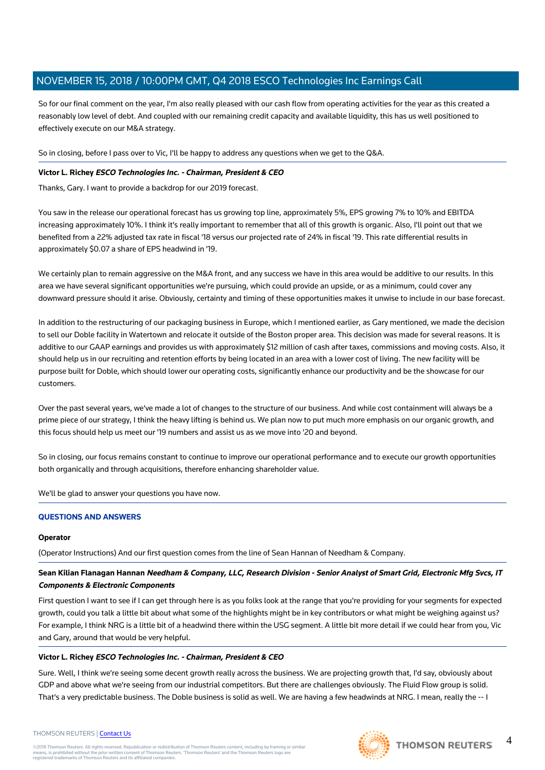So for our final comment on the year, I'm also really pleased with our cash flow from operating activities for the year as this created a reasonably low level of debt. And coupled with our remaining credit capacity and available liquidity, this has us well positioned to effectively execute on our M&A strategy.

So in closing, before I pass over to Vic, I'll be happy to address any questions when we get to the Q&A.

**Victor L. Richey** ***ESCO Technologies Inc. - Chairman, President & CEO***

Thanks, Gary. I want to provide a backdrop for our 2019 forecast.

You saw in the release our operational forecast has us growing top line, approximately 5%, EPS growing 7% to 10% and EBITDA increasing approximately 10%. I think it's really important to remember that all of this growth is organic. Also, I'll point out that we benefited from a 22% adjusted tax rate in fiscal '18 versus our projected rate of 24% in fiscal '19. This rate differential results in approximately $0.07 a share of EPS headwind in '19.

We certainly plan to remain aggressive on the M&A front, and any success we have in this area would be additive to our results. In this area we have several significant opportunities we're pursuing, which could provide an upside, or as a minimum, could cover any downward pressure should it arise. Obviously, certainty and timing of these opportunities makes it unwise to include in our base forecast.

In addition to the restructuring of our packaging business in Europe, which I mentioned earlier, as Gary mentioned, we made the decision to sell our Doble facility in Watertown and relocate it outside of the Boston proper area. This decision was made for several reasons. It is additive to our GAAP earnings and provides us with approximately $12 million of cash after taxes, commissions and moving costs. Also, it should help us in our recruiting and retention efforts by being located in an area with a lower cost of living. The new facility will be purpose built for Doble, which should lower our operating costs, significantly enhance our productivity and be the showcase for our customers.

Over the past several years, we've made a lot of changes to the structure of our business. And while cost containment will always be a prime piece of our strategy, I think the heavy lifting is behind us. We plan now to put much more emphasis on our organic growth, and this focus should help us meet our '19 numbers and assist us as we move into '20 and beyond.

So in closing, our focus remains constant to continue to improve our operational performance and to execute our growth opportunities both organically and through acquisitions, therefore enhancing shareholder value.

We'll be glad to answer your questions you have now.

## QUESTIONS AND ANSWERS

**Operator**

(Operator Instructions) And our first question comes from the line of Sean Hannan of Needham & Company.

**Sean Kilian Flanagan Hannan** ***Needham & Company, LLC, Research Division - Senior Analyst of Smart Grid, Electronic Mfg Svcs, IT Components & Electronic Components***

First question I want to see if I can get through here is as you folks look at the range that you're providing for your segments for expected growth, could you talk a little bit about what some of the highlights might be in key contributors or what might be weighing against us? For example, I think NRG is a little bit of a headwind there within the USG segment. A little bit more detail if we could hear from you, Vic and Gary, around that would be very helpful.

**Victor L. Richey** ***ESCO Technologies Inc. - Chairman, President & CEO***

Sure. Well, I think we're seeing some decent growth really across the business. We are projecting growth that, I'd say, obviously about GDP and above what we're seeing from our industrial competitors. But there are challenges obviously. The Fluid Flow group is solid. That's a very predictable business. The Doble business is solid as well. We are having a few headwinds at NRG. I mean, really the -- I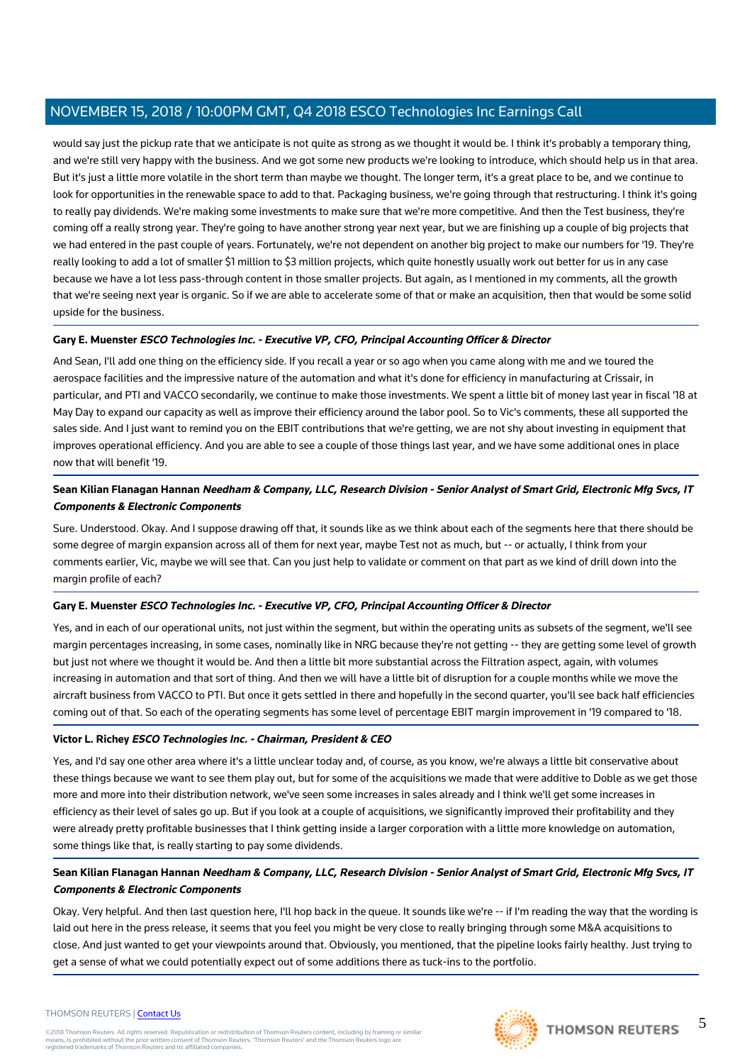would say just the pickup rate that we anticipate is not quite as strong as we thought it would be. I think it's probably a temporary thing, and we're still very happy with the business. And we got some new products we're looking to introduce, which should help us in that area. But it's just a little more volatile in the short term than maybe we thought. The longer term, it's a great place to be, and we continue to look for opportunities in the renewable space to add to that. Packaging business, we're going through that restructuring. I think it's going to really pay dividends. We're making some investments to make sure that we're more competitive. And then the Test business, they're coming off a really strong year. They're going to have another strong year next year, but we are finishing up a couple of big projects that we had entered in the past couple of years. Fortunately, we're not dependent on another big project to make our numbers for '19. They're really looking to add a lot of smaller $1 million to $3 million projects, which quite honestly usually work out better for us in any case because we have a lot less pass-through content in those smaller projects. But again, as I mentioned in my comments, all the growth that we're seeing next year is organic. So if we are able to accelerate some of that or make an acquisition, then that would be some solid upside for the business.

**Gary E. Muenster** ***ESCO Technologies Inc. - Executive VP, CFO, Principal Accounting Officer & Director***

And Sean, I'll add one thing on the efficiency side. If you recall a year or so ago when you came along with me and we toured the aerospace facilities and the impressive nature of the automation and what it's done for efficiency in manufacturing at Crissair, in particular, and PTI and VACCO secondarily, we continue to make those investments. We spent a little bit of money last year in fiscal '18 at May Day to expand our capacity as well as improve their efficiency around the labor pool. So to Vic's comments, these all supported the sales side. And I just want to remind you on the EBIT contributions that we're getting, we are not shy about investing in equipment that improves operational efficiency. And you are able to see a couple of those things last year, and we have some additional ones in place now that will benefit '19.

**Sean Kilian Flanagan Hannan** ***Needham & Company, LLC, Research Division - Senior Analyst of Smart Grid, Electronic Mfg Svcs, IT Components & Electronic Components***

Sure. Understood. Okay. And I suppose drawing off that, it sounds like as we think about each of the segments here that there should be some degree of margin expansion across all of them for next year, maybe Test not as much, but -- or actually, I think from your comments earlier, Vic, maybe we will see that. Can you just help to validate or comment on that part as we kind of drill down into the margin profile of each?

**Gary E. Muenster** ***ESCO Technologies Inc. - Executive VP, CFO, Principal Accounting Officer & Director***

Yes, and in each of our operational units, not just within the segment, but within the operating units as subsets of the segment, we'll see margin percentages increasing, in some cases, nominally like in NRG because they're not getting -- they are getting some level of growth but just not where we thought it would be. And then a little bit more substantial across the Filtration aspect, again, with volumes increasing in automation and that sort of thing. And then we will have a little bit of disruption for a couple months while we move the aircraft business from VACCO to PTI. But once it gets settled in there and hopefully in the second quarter, you'll see back half efficiencies coming out of that. So each of the operating segments has some level of percentage EBIT margin improvement in '19 compared to '18.

**Victor L. Richey** ***ESCO Technologies Inc. - Chairman, President & CEO***

Yes, and I'd say one other area where it's a little unclear today and, of course, as you know, we're always a little bit conservative about these things because we want to see them play out, but for some of the acquisitions we made that were additive to Doble as we get those more and more into their distribution network, we've seen some increases in sales already and I think we'll get some increases in efficiency as their level of sales go up. But if you look at a couple of acquisitions, we significantly improved their profitability and they were already pretty profitable businesses that I think getting inside a larger corporation with a little more knowledge on automation, some things like that, is really starting to pay some dividends.

**Sean Kilian Flanagan Hannan** ***Needham & Company, LLC, Research Division - Senior Analyst of Smart Grid, Electronic Mfg Svcs, IT Components & Electronic Components***

Okay. Very helpful. And then last question here, I'll hop back in the queue. It sounds like we're -- if I'm reading the way that the wording is laid out here in the press release, it seems that you feel you might be very close to really bringing through some M&A acquisitions to close. And just wanted to get your viewpoints around that. Obviously, you mentioned, that the pipeline looks fairly healthy. Just trying to get a sense of what we could potentially expect out of some additions there as tuck-ins to the portfolio.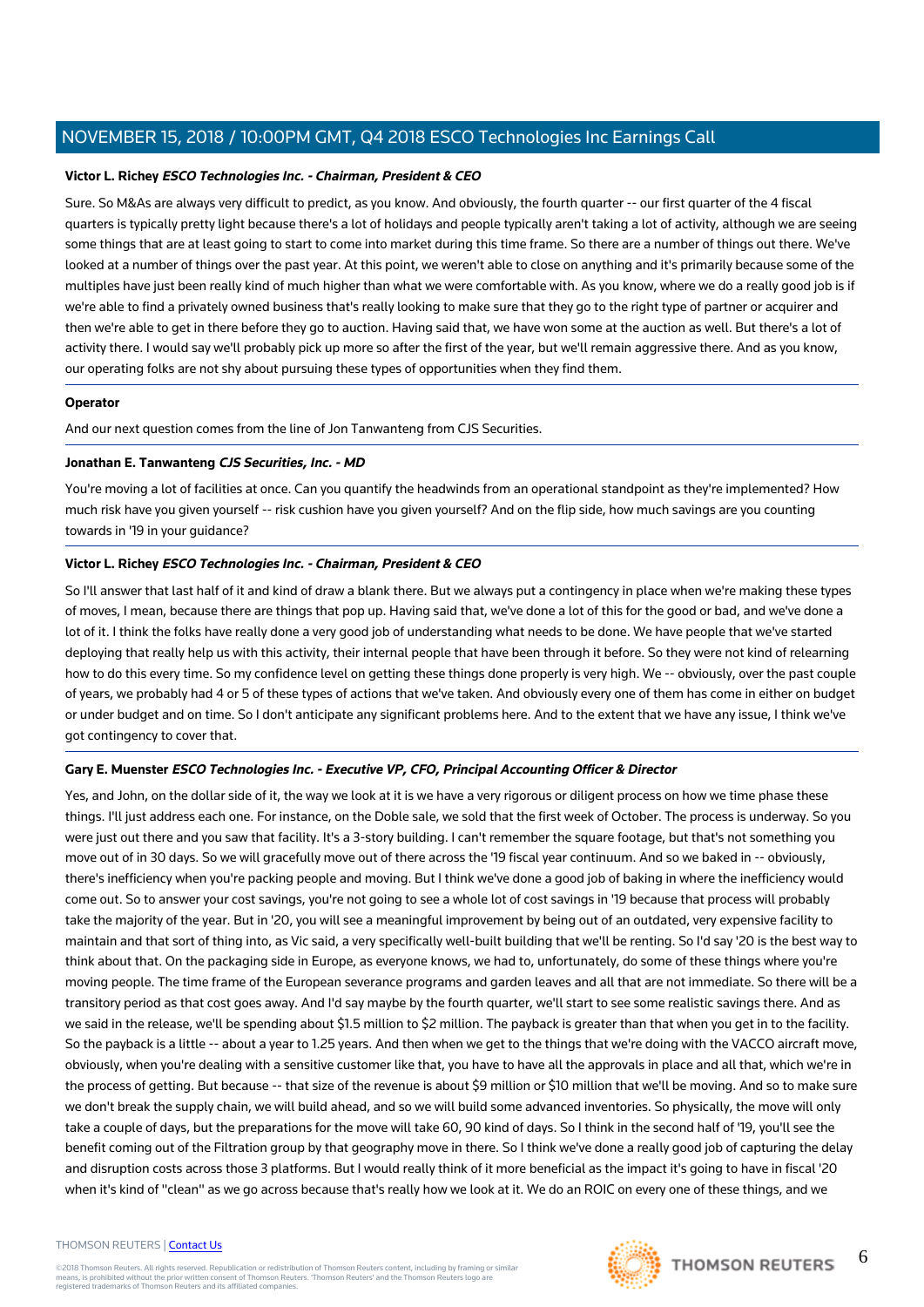**Victor L. Richey** ***ESCO Technologies Inc. - Chairman, President & CEO***

Sure. So M&As are always very difficult to predict, as you know. And obviously, the fourth quarter -- our first quarter of the 4 fiscal quarters is typically pretty light because there's a lot of holidays and people typically aren't taking a lot of activity, although we are seeing some things that are at least going to start to come into market during this time frame. So there are a number of things out there. We've looked at a number of things over the past year. At this point, we weren't able to close on anything and it's primarily because some of the multiples have just been really kind of much higher than what we were comfortable with. As you know, where we do a really good job is if we're able to find a privately owned business that's really looking to make sure that they go to the right type of partner or acquirer and then we're able to get in there before they go to auction. Having said that, we have won some at the auction as well. But there's a lot of activity there. I would say we'll probably pick up more so after the first of the year, but we'll remain aggressive there. And as you know, our operating folks are not shy about pursuing these types of opportunities when they find them.

**Operator**

And our next question comes from the line of Jon Tanwanteng from CJS Securities.

**Jonathan E. Tanwanteng** ***CJS Securities, Inc. - MD***

You're moving a lot of facilities at once. Can you quantify the headwinds from an operational standpoint as they're implemented? How much risk have you given yourself -- risk cushion have you given yourself? And on the flip side, how much savings are you counting towards in '19 in your guidance?

**Victor L. Richey** ***ESCO Technologies Inc. - Chairman, President & CEO***

So I'll answer that last half of it and kind of draw a blank there. But we always put a contingency in place when we're making these types of moves, I mean, because there are things that pop up. Having said that, we've done a lot of this for the good or bad, and we've done a lot of it. I think the folks have really done a very good job of understanding what needs to be done. We have people that we've started deploying that really help us with this activity, their internal people that have been through it before. So they were not kind of relearning how to do this every time. So my confidence level on getting these things done properly is very high. We -- obviously, over the past couple of years, we probably had 4 or 5 of these types of actions that we've taken. And obviously every one of them has come in either on budget or under budget and on time. So I don't anticipate any significant problems here. And to the extent that we have any issue, I think we've got contingency to cover that.

**Gary E. Muenster** ***ESCO Technologies Inc. - Executive VP, CFO, Principal Accounting Officer & Director***

Yes, and John, on the dollar side of it, the way we look at it is we have a very rigorous or diligent process on how we time phase these things. I'll just address each one. For instance, on the Doble sale, we sold that the first week of October. The process is underway. So you were just out there and you saw that facility. It's a 3-story building. I can't remember the square footage, but that's not something you move out of in 30 days. So we will gracefully move out of there across the '19 fiscal year continuum. And so we baked in -- obviously, there's inefficiency when you're packing people and moving. But I think we've done a good job of baking in where the inefficiency would come out. So to answer your cost savings, you're not going to see a whole lot of cost savings in '19 because that process will probably take the majority of the year. But in '20, you will see a meaningful improvement by being out of an outdated, very expensive facility to maintain and that sort of thing into, as Vic said, a very specifically well-built building that we'll be renting. So I'd say '20 is the best way to think about that. On the packaging side in Europe, as everyone knows, we had to, unfortunately, do some of these things where you're moving people. The time frame of the European severance programs and garden leaves and all that are not immediate. So there will be a transitory period as that cost goes away. And I'd say maybe by the fourth quarter, we'll start to see some realistic savings there. And as we said in the release, we'll be spending about $1.5 million to $2 million. The payback is greater than that when you get in to the facility. So the payback is a little -- about a year to 1.25 years. And then when we get to the things that we're doing with the VACCO aircraft move, obviously, when you're dealing with a sensitive customer like that, you have to have all the approvals in place and all that, which we're in the process of getting. But because -- that size of the revenue is about $9 million or $10 million that we'll be moving. And so to make sure we don't break the supply chain, we will build ahead, and so we will build some advanced inventories. So physically, the move will only take a couple of days, but the preparations for the move will take 60, 90 kind of days. So I think in the second half of '19, you'll see the benefit coming out of the Filtration group by that geography move in there. So I think we've done a really good job of capturing the delay and disruption costs across those 3 platforms. But I would really think of it more beneficial as the impact it's going to have in fiscal '20 when it's kind of "clean" as we go across because that's really how we look at it. We do an ROIC on every one of these things, and we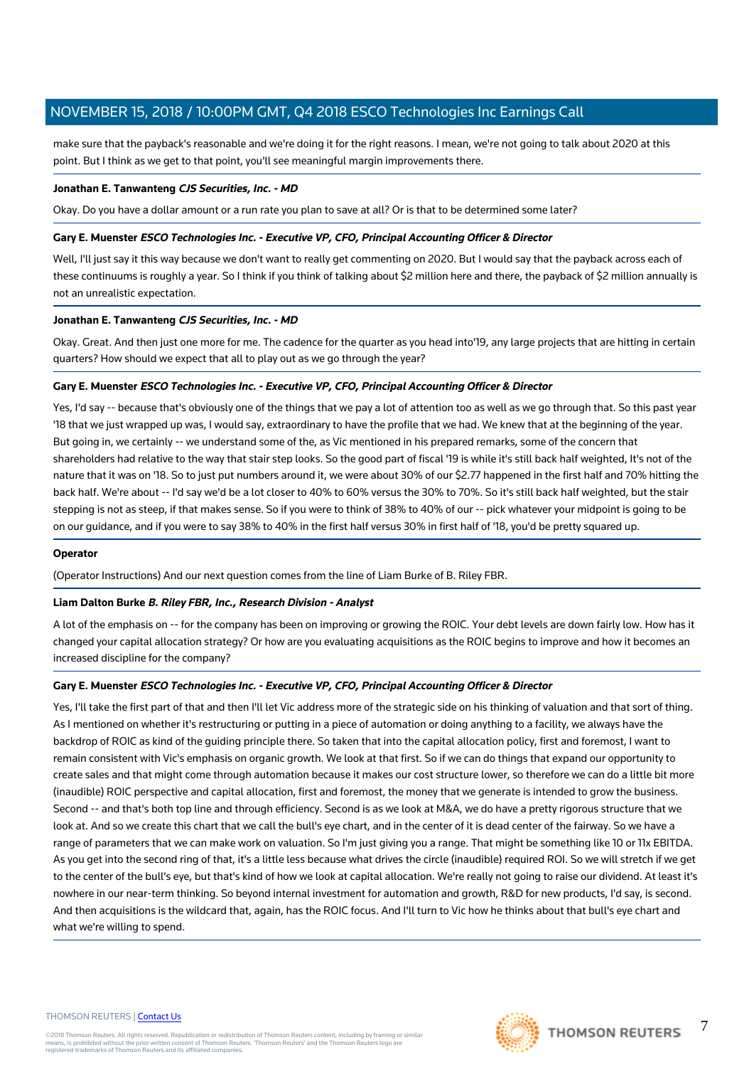make sure that the payback's reasonable and we're doing it for the right reasons. I mean, we're not going to talk about 2020 at this point. But I think as we get to that point, you'll see meaningful margin improvements there.

**Jonathan E. Tanwanteng** ***CJS Securities, Inc. - MD***

Okay. Do you have a dollar amount or a run rate you plan to save at all? Or is that to be determined some later?

**Gary E. Muenster** ***ESCO Technologies Inc. - Executive VP, CFO, Principal Accounting Officer & Director***

Well, I'll just say it this way because we don't want to really get commenting on 2020. But I would say that the payback across each of these continuums is roughly a year. So I think if you think of talking about $2 million here and there, the payback of $2 million annually is not an unrealistic expectation.

**Jonathan E. Tanwanteng** ***CJS Securities, Inc. - MD***

Okay. Great. And then just one more for me. The cadence for the quarter as you head into'19, any large projects that are hitting in certain quarters? How should we expect that all to play out as we go through the year?

**Gary E. Muenster** ***ESCO Technologies Inc. - Executive VP, CFO, Principal Accounting Officer & Director***

Yes, I'd say -- because that's obviously one of the things that we pay a lot of attention too as well as we go through that. So this past year '18 that we just wrapped up was, I would say, extraordinary to have the profile that we had. We knew that at the beginning of the year. But going in, we certainly -- we understand some of the, as Vic mentioned in his prepared remarks, some of the concern that shareholders had relative to the way that stair step looks. So the good part of fiscal '19 is while it's still back half weighted, It's not of the nature that it was on '18. So to just put numbers around it, we were about 30% of our $2.77 happened in the first half and 70% hitting the back half. We're about -- I'd say we'd be a lot closer to 40% to 60% versus the 30% to 70%. So it's still back half weighted, but the stair stepping is not as steep, if that makes sense. So if you were to think of 38% to 40% of our -- pick whatever your midpoint is going to be on our guidance, and if you were to say 38% to 40% in the first half versus 30% in first half of '18, you'd be pretty squared up.

**Operator**

(Operator Instructions) And our next question comes from the line of Liam Burke of B. Riley FBR.

**Liam Dalton Burke** ***B. Riley FBR, Inc., Research Division - Analyst***

A lot of the emphasis on -- for the company has been on improving or growing the ROIC. Your debt levels are down fairly low. How has it changed your capital allocation strategy? Or how are you evaluating acquisitions as the ROIC begins to improve and how it becomes an increased discipline for the company?

**Gary E. Muenster** ***ESCO Technologies Inc. - Executive VP, CFO, Principal Accounting Officer & Director***

Yes, I'll take the first part of that and then I'll let Vic address more of the strategic side on his thinking of valuation and that sort of thing. As I mentioned on whether it's restructuring or putting in a piece of automation or doing anything to a facility, we always have the backdrop of ROIC as kind of the guiding principle there. So taken that into the capital allocation policy, first and foremost, I want to remain consistent with Vic's emphasis on organic growth. We look at that first. So if we can do things that expand our opportunity to create sales and that might come through automation because it makes our cost structure lower, so therefore we can do a little bit more (inaudible) ROIC perspective and capital allocation, first and foremost, the money that we generate is intended to grow the business. Second -- and that's both top line and through efficiency. Second is as we look at M&A, we do have a pretty rigorous structure that we look at. And so we create this chart that we call the bull's eye chart, and in the center of it is dead center of the fairway. So we have a range of parameters that we can make work on valuation. So I'm just giving you a range. That might be something like 10 or 11x EBITDA. As you get into the second ring of that, it's a little less because what drives the circle (inaudible) required ROI. So we will stretch if we get to the center of the bull's eye, but that's kind of how we look at capital allocation. We're really not going to raise our dividend. At least it's nowhere in our near-term thinking. So beyond internal investment for automation and growth, R&D for new products, I'd say, is second. And then acquisitions is the wildcard that, again, has the ROIC focus. And I'll turn to Vic how he thinks about that bull's eye chart and what we're willing to spend.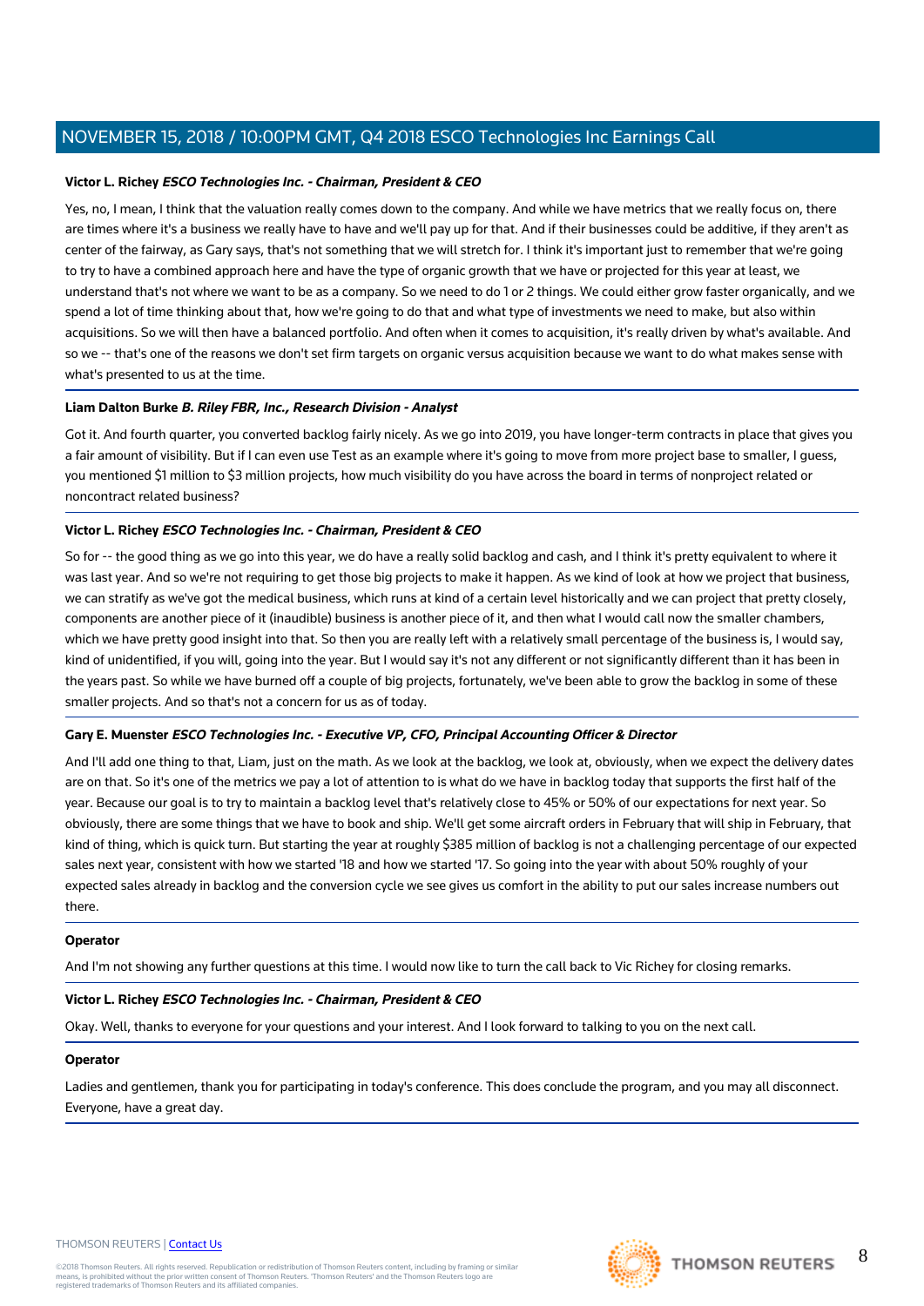**Victor L. Richey** ***ESCO Technologies Inc. - Chairman, President & CEO***

Yes, no, I mean, I think that the valuation really comes down to the company. And while we have metrics that we really focus on, there are times where it's a business we really have to have and we'll pay up for that. And if their businesses could be additive, if they aren't as center of the fairway, as Gary says, that's not something that we will stretch for. I think it's important just to remember that we're going to try to have a combined approach here and have the type of organic growth that we have or projected for this year at least, we understand that's not where we want to be as a company. So we need to do 1 or 2 things. We could either grow faster organically, and we spend a lot of time thinking about that, how we're going to do that and what type of investments we need to make, but also within acquisitions. So we will then have a balanced portfolio. And often when it comes to acquisition, it's really driven by what's available. And so we -- that's one of the reasons we don't set firm targets on organic versus acquisition because we want to do what makes sense with what's presented to us at the time.

**Liam Dalton Burke** ***B. Riley FBR, Inc., Research Division - Analyst***

Got it. And fourth quarter, you converted backlog fairly nicely. As we go into 2019, you have longer-term contracts in place that gives you a fair amount of visibility. But if I can even use Test as an example where it's going to move from more project base to smaller, I guess, you mentioned $1 million to $3 million projects, how much visibility do you have across the board in terms of nonproject related or noncontract related business?

**Victor L. Richey** ***ESCO Technologies Inc. - Chairman, President & CEO***

So for -- the good thing as we go into this year, we do have a really solid backlog and cash, and I think it's pretty equivalent to where it was last year. And so we're not requiring to get those big projects to make it happen. As we kind of look at how we project that business, we can stratify as we've got the medical business, which runs at kind of a certain level historically and we can project that pretty closely, components are another piece of it (inaudible) business is another piece of it, and then what I would call now the smaller chambers, which we have pretty good insight into that. So then you are really left with a relatively small percentage of the business is, I would say, kind of unidentified, if you will, going into the year. But I would say it's not any different or not significantly different than it has been in the years past. So while we have burned off a couple of big projects, fortunately, we've been able to grow the backlog in some of these smaller projects. And so that's not a concern for us as of today.

**Gary E. Muenster** ***ESCO Technologies Inc. - Executive VP, CFO, Principal Accounting Officer & Director***

And I'll add one thing to that, Liam, just on the math. As we look at the backlog, we look at, obviously, when we expect the delivery dates are on that. So it's one of the metrics we pay a lot of attention to is what do we have in backlog today that supports the first half of the year. Because our goal is to try to maintain a backlog level that's relatively close to 45% or 50% of our expectations for next year. So obviously, there are some things that we have to book and ship. We'll get some aircraft orders in February that will ship in February, that kind of thing, which is quick turn. But starting the year at roughly $385 million of backlog is not a challenging percentage of our expected sales next year, consistent with how we started '18 and how we started '17. So going into the year with about 50% roughly of your expected sales already in backlog and the conversion cycle we see gives us comfort in the ability to put our sales increase numbers out there.

**Operator**

And I'm not showing any further questions at this time. I would now like to turn the call back to Vic Richey for closing remarks.

**Victor L. Richey** ***ESCO Technologies Inc. - Chairman, President & CEO***

Okay. Well, thanks to everyone for your questions and your interest. And I look forward to talking to you on the next call.

**Operator**

Ladies and gentlemen, thank you for participating in today's conference. This does conclude the program, and you may all disconnect. Everyone, have a great day.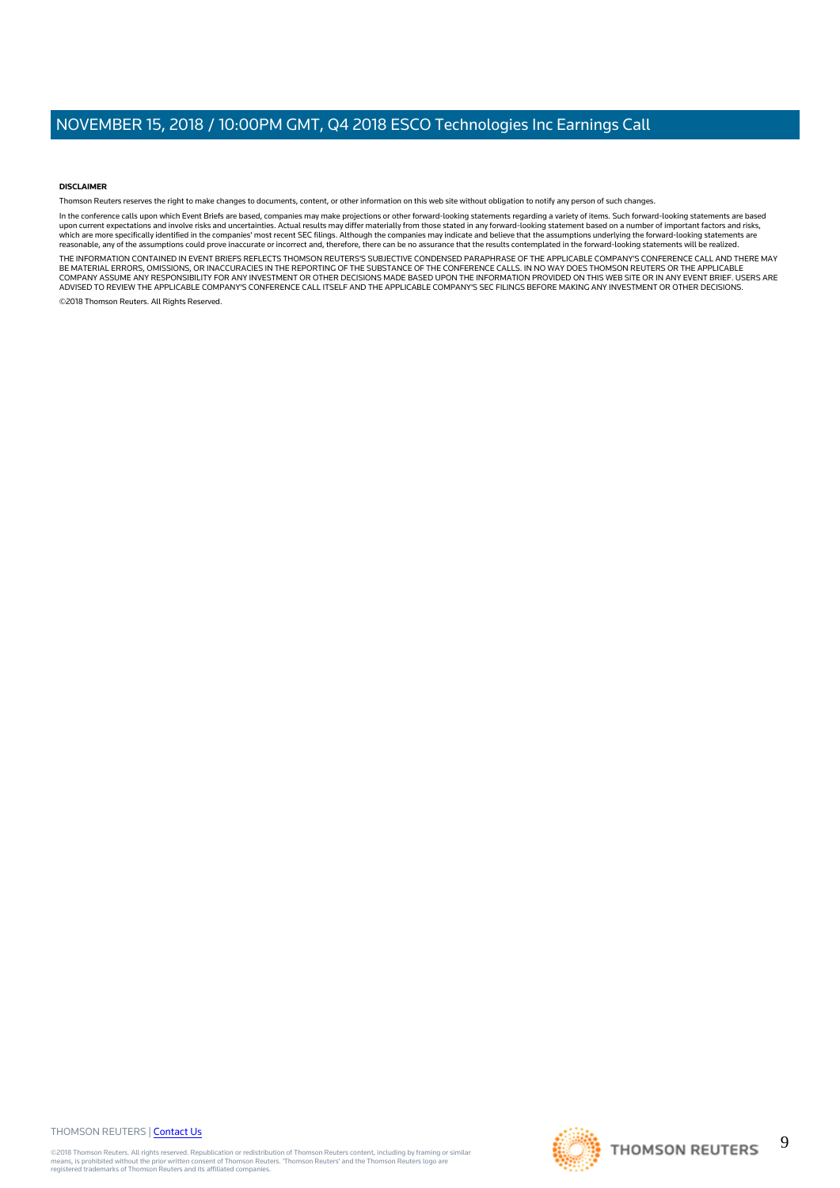**DISCLAIMER**

Thomson Reuters reserves the right to make changes to documents, content, or other information on this web site without obligation to notify any person of such changes.

In the conference calls upon which Event Briefs are based, companies may make projections or other forward-looking statements regarding a variety of items. Such forward-looking statements are based upon current expectations and involve risks and uncertainties. Actual results may differ materially from those stated in any forward-looking statement based on a number of important factors and risks, which are more specifically identified in the companies' most recent SEC filings. Although the companies may indicate and believe that the assumptions underlying the forward-looking statements are reasonable, any of the assumptions could prove inaccurate or incorrect and, therefore, there can be no assurance that the results contemplated in the forward-looking statements will be realized.

THE INFORMATION CONTAINED IN EVENT BRIEFS REFLECTS THOMSON REUTERS'S SUBJECTIVE CONDENSED PARAPHRASE OF THE APPLICABLE COMPANY'S CONFERENCE CALL AND THERE MAY BE MATERIAL ERRORS, OMISSIONS, OR INACCURACIES IN THE REPORTING OF THE SUBSTANCE OF THE CONFERENCE CALLS. IN NO WAY DOES THOMSON REUTERS OR THE APPLICABLE COMPANY ASSUME ANY RESPONSIBILITY FOR ANY INVESTMENT OR OTHER DECISIONS MADE BASED UPON THE INFORMATION PROVIDED ON THIS WEB SITE OR IN ANY EVENT BRIEF. USERS ARE ADVISED TO REVIEW THE APPLICABLE COMPANY'S CONFERENCE CALL ITSELF AND THE APPLICABLE COMPANY'S SEC FILINGS BEFORE MAKING ANY INVESTMENT OR OTHER DECISIONS.

©2018 Thomson Reuters. All Rights Reserved.